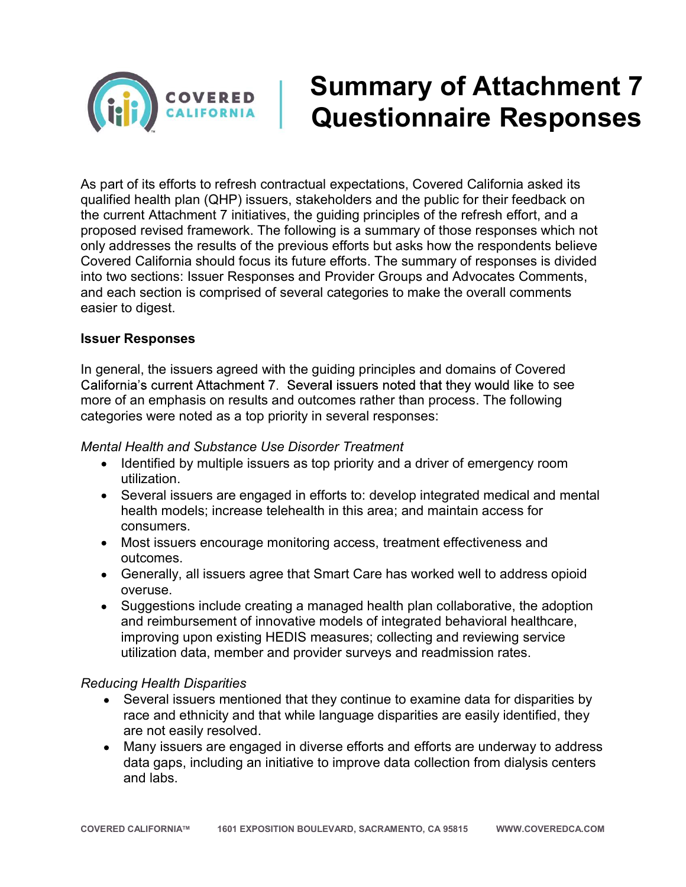# Summary of Attachment 7 Questionnaire Responses

As part of its efforts to refresh contractual expectations, Covered California asked its qualified health plan (QHP) issuers, stakeholders and the public for their feedback on the current Attachment 7 initiatives, the guiding principles of the refresh effort, and a proposed revised framework. The following is a summary of those responses which not only addresses the results of the previous efforts but asks how the respondents believe Covered California should focus its future efforts. The summary of responses is divided into two sections: Issuer Responses and Provider Groups and Advocates Comments, and each section is comprised of several categories to make the overall comments easier to digest.

**Issuer Responses**

In general, the issuers agreed with the guiding principles and domains of Covered California's current Attachment 7. Several issuers noted that they would like to see more of an emphasis on results and outcomes rather than process. The following categories were noted as a top priority in several responses:

*Mental Health and Substance Use Disorder Treatment*

- Identified by multiple issuers as top priority and a driver of emergency room utilization.
- Several issuers are engaged in efforts to: develop integrated medical and mental health models; increase telehealth in this area; and maintain access for consumers.
- Most issuers encourage monitoring access, treatment effectiveness and outcomes.
- Generally, all issuers agree that Smart Care has worked well to address opioid overuse.
- Suggestions include creating a managed health plan collaborative, the adoption and reimbursement of innovative models of integrated behavioral healthcare, improving upon existing HEDIS measures; collecting and reviewing service utilization data, member and provider surveys and readmission rates.

*Reducing Health Disparities*

- Several issuers mentioned that they continue to examine data for disparities by race and ethnicity and that while language disparities are easily identified, they are not easily resolved.
- Many issuers are engaged in diverse efforts and efforts are underway to address data gaps, including an initiative to improve data collection from dialysis centers and labs.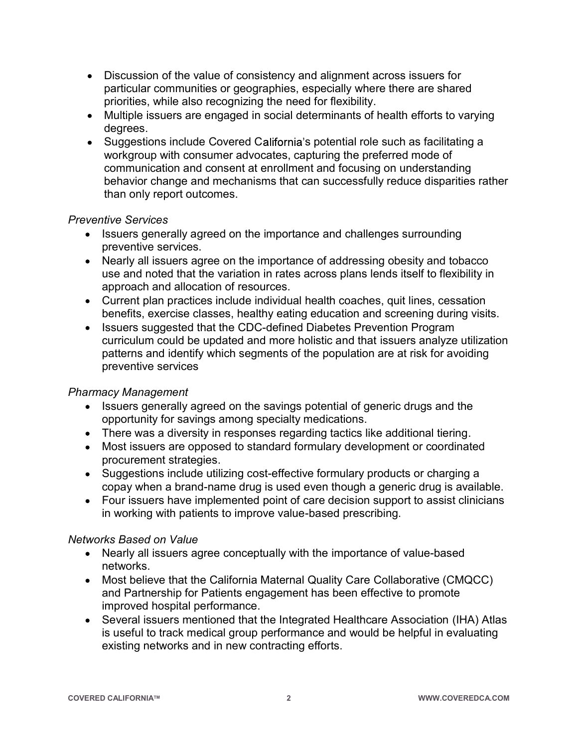- Discussion of the value of consistency and alignment across issuers for particular communities or geographies, especially where there are shared priorities, while also recognizing the need for flexibility.
- Multiple issuers are engaged in social determinants of health efforts to varying degrees.
- Suggestions include Covered California's potential role such as facilitating a workgroup with consumer advocates, capturing the preferred mode of communication and consent at enrollment and focusing on understanding behavior change and mechanisms that can successfully reduce disparities rather than only report outcomes.

*Preventive Services*

- Issuers generally agreed on the importance and challenges surrounding preventive services.
- Nearly all issuers agree on the importance of addressing obesity and tobacco use and noted that the variation in rates across plans lends itself to flexibility in approach and allocation of resources.
- Current plan practices include individual health coaches, quit lines, cessation benefits, exercise classes, healthy eating education and screening during visits.
- Issuers suggested that the CDC-defined Diabetes Prevention Program curriculum could be updated and more holistic and that issuers analyze utilization patterns and identify which segments of the population are at risk for avoiding preventive services

*Pharmacy Management*

- Issuers generally agreed on the savings potential of generic drugs and the opportunity for savings among specialty medications.
- There was a diversity in responses regarding tactics like additional tiering.
- Most issuers are opposed to standard formulary development or coordinated procurement strategies.
- Suggestions include utilizing cost-effective formulary products or charging a copay when a brand-name drug is used even though a generic drug is available.
- Four issuers have implemented point of care decision support to assist clinicians in working with patients to improve value-based prescribing.

*Networks Based on Value*

- Nearly all issuers agree conceptually with the importance of value-based networks.
- Most believe that the California Maternal Quality Care Collaborative (CMQCC) and Partnership for Patients engagement has been effective to promote improved hospital performance.
- Several issuers mentioned that the Integrated Healthcare Association (IHA) Atlas is useful to track medical group performance and would be helpful in evaluating existing networks and in new contracting efforts.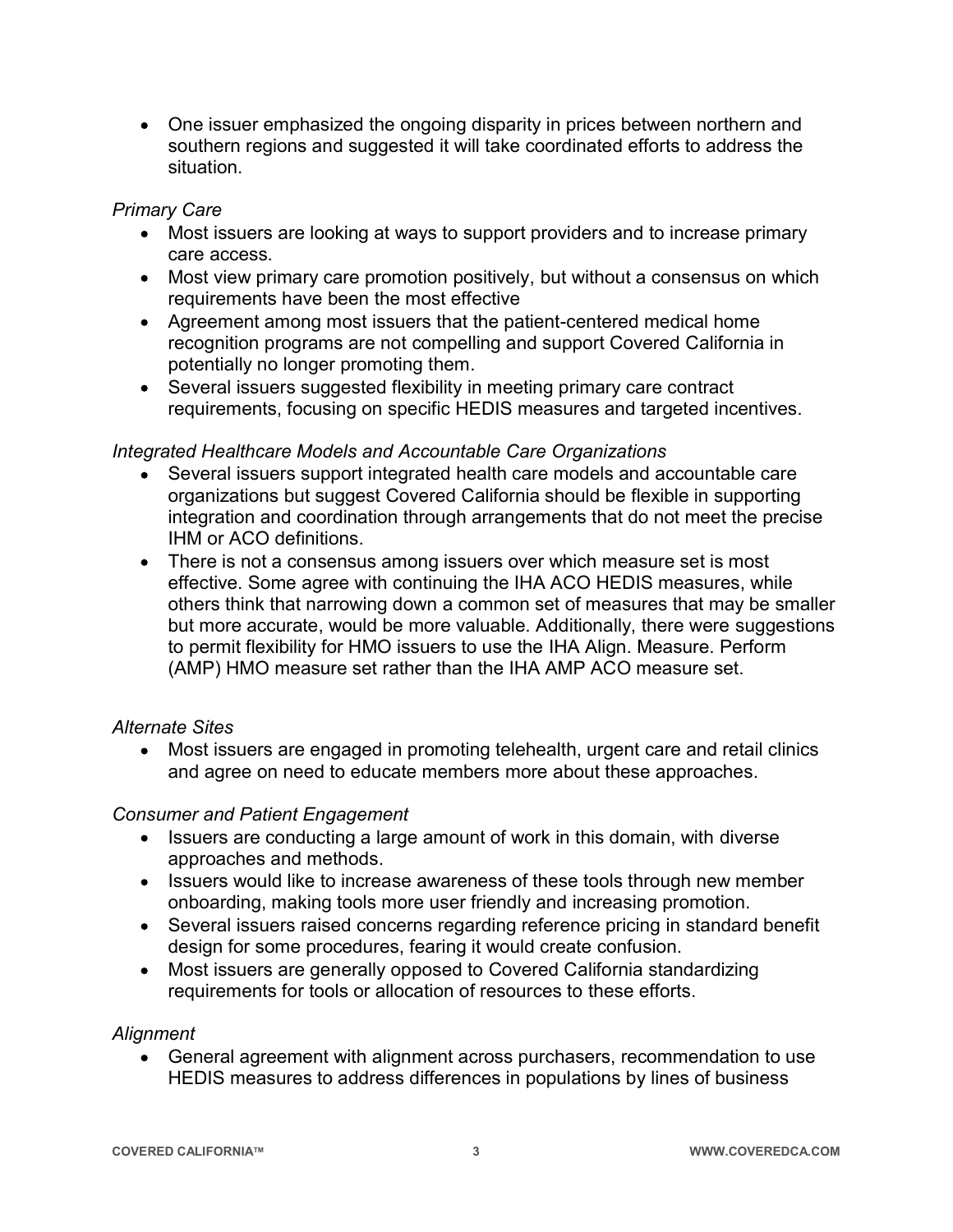- One issuer emphasized the ongoing disparity in prices between northern and southern regions and suggested it will take coordinated efforts to address the situation.

*Primary Care*

- Most issuers are looking at ways to support providers and to increase primary care access.
- Most view primary care promotion positively, but without a consensus on which requirements have been the most effective
- Agreement among most issuers that the patient-centered medical home recognition programs are not compelling and support Covered California in potentially no longer promoting them.
- Several issuers suggested flexibility in meeting primary care contract requirements, focusing on specific HEDIS measures and targeted incentives.

*Integrated Healthcare Models and Accountable Care Organizations*

- Several issuers support integrated health care models and accountable care organizations but suggest Covered California should be flexible in supporting integration and coordination through arrangements that do not meet the precise IHM or ACO definitions.
- There is not a consensus among issuers over which measure set is most effective. Some agree with continuing the IHA ACO HEDIS measures, while others think that narrowing down a common set of measures that may be smaller but more accurate, would be more valuable. Additionally, there were suggestions to permit flexibility for HMO issuers to use the IHA Align. Measure. Perform (AMP) HMO measure set rather than the IHA AMP ACO measure set.

*Alternate Sites*

- Most issuers are engaged in promoting telehealth, urgent care and retail clinics and agree on need to educate members more about these approaches.

*Consumer and Patient Engagement*

- Issuers are conducting a large amount of work in this domain, with diverse approaches and methods.
- Issuers would like to increase awareness of these tools through new member onboarding, making tools more user friendly and increasing promotion.
- Several issuers raised concerns regarding reference pricing in standard benefit design for some procedures, fearing it would create confusion.
- Most issuers are generally opposed to Covered California standardizing requirements for tools or allocation of resources to these efforts.

*Alignment*

- General agreement with alignment across purchasers, recommendation to use HEDIS measures to address differences in populations by lines of business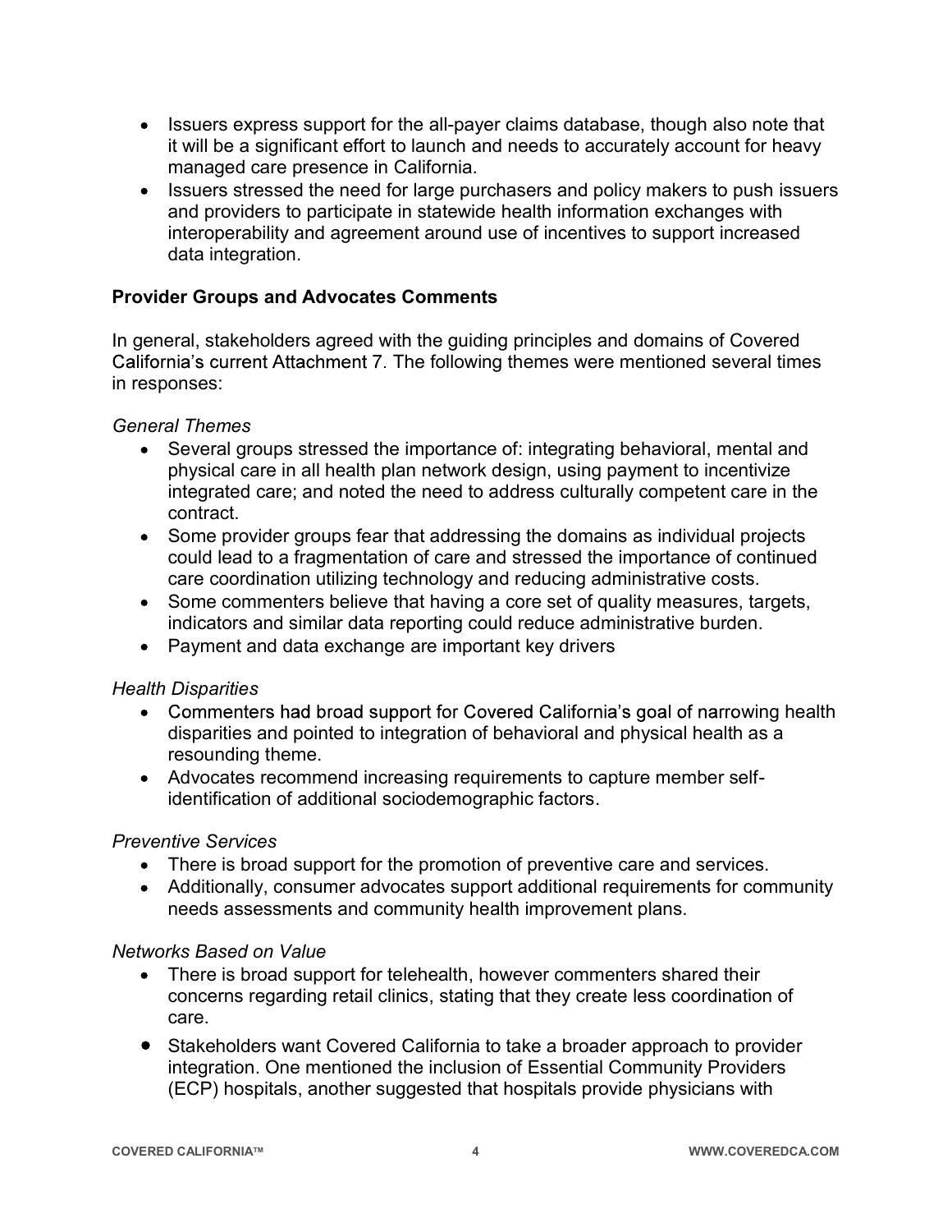- Issuers express support for the all-payer claims database, though also note that it will be a significant effort to launch and needs to accurately account for heavy managed care presence in California.
- Issuers stressed the need for large purchasers and policy makers to push issuers and providers to participate in statewide health information exchanges with interoperability and agreement around use of incentives to support increased data integration.

**Provider Groups and Advocates Comments**

In general, stakeholders agreed with the guiding principles and domains of Covered California's current Attachment 7. The following themes were mentioned several times in responses:

*General Themes*

- Several groups stressed the importance of: integrating behavioral, mental and physical care in all health plan network design, using payment to incentivize integrated care; and noted the need to address culturally competent care in the contract.
- Some provider groups fear that addressing the domains as individual projects could lead to a fragmentation of care and stressed the importance of continued care coordination utilizing technology and reducing administrative costs.
- Some commenters believe that having a core set of quality measures, targets, indicators and similar data reporting could reduce administrative burden.
- Payment and data exchange are important key drivers

*Health Disparities*

- Commenters had broad support for Covered California's goal of narrowing health disparities and pointed to integration of behavioral and physical health as a resounding theme.
- Advocates recommend increasing requirements to capture member self-identification of additional sociodemographic factors.

*Preventive Services*

- There is broad support for the promotion of preventive care and services.
- Additionally, consumer advocates support additional requirements for community needs assessments and community health improvement plans.

*Networks Based on Value*

- There is broad support for telehealth, however commenters shared their concerns regarding retail clinics, stating that they create less coordination of care.
- Stakeholders want Covered California to take a broader approach to provider integration. One mentioned the inclusion of Essential Community Providers (ECP) hospitals, another suggested that hospitals provide physicians with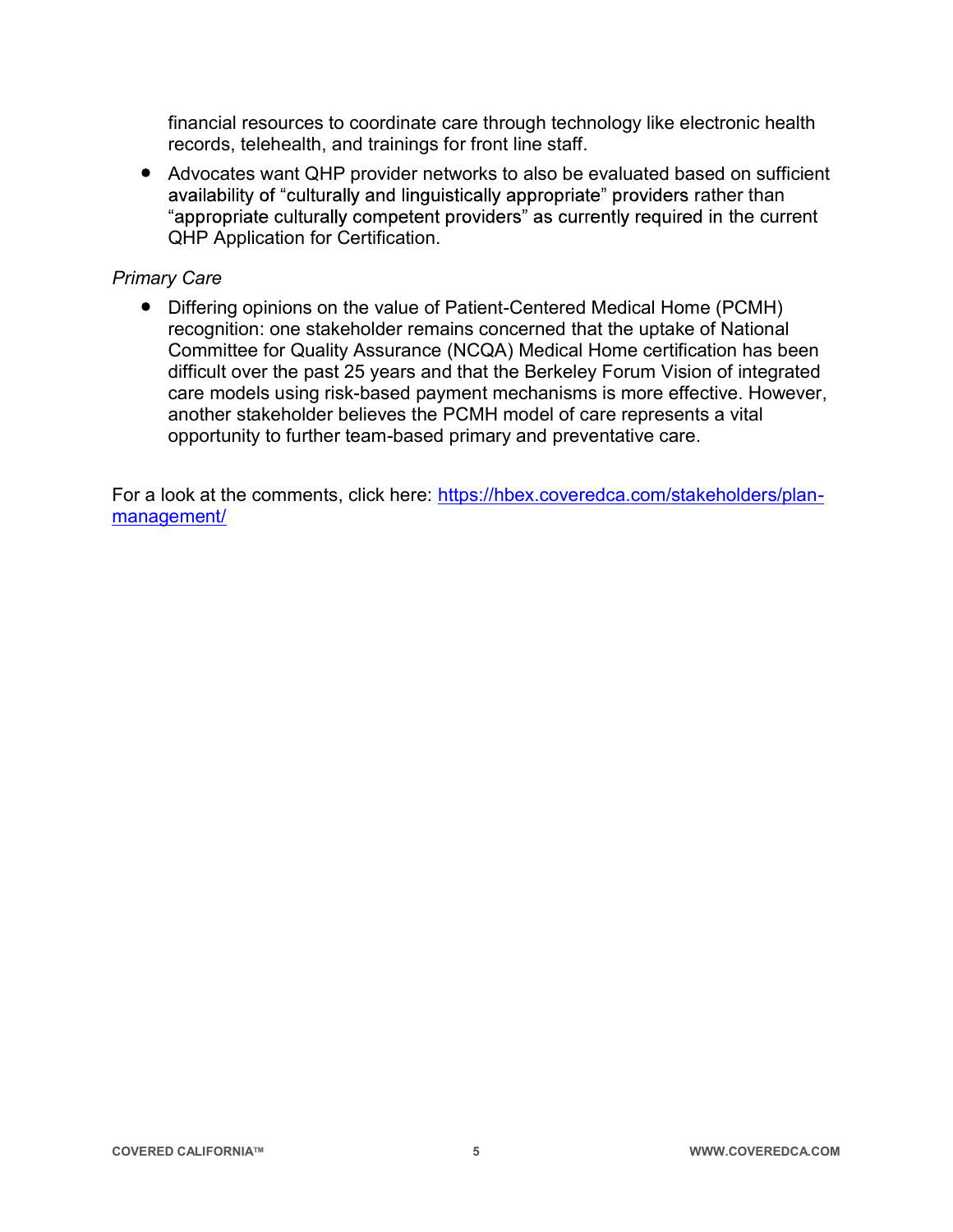financial resources to coordinate care through technology like electronic health records, telehealth, and trainings for front line staff.

- Advocates want QHP provider networks to also be evaluated based on sufficient availability of "culturally and linguistically appropriate" providers rather than "appropriate culturally competent providers" as currently required in the current QHP Application for Certification.

*Primary Care*

- Differing opinions on the value of Patient-Centered Medical Home (PCMH) recognition: one stakeholder remains concerned that the uptake of National Committee for Quality Assurance (NCQA) Medical Home certification has been difficult over the past 25 years and that the Berkeley Forum Vision of integrated care models using risk-based payment mechanisms is more effective. However, another stakeholder believes the PCMH model of care represents a vital opportunity to further team-based primary and preventative care.

For a look at the comments, click here: [https://hbex.coveredca.com/stakeholders/plan-management/](https://hbex.coveredca.com/stakeholders/plan-management/)